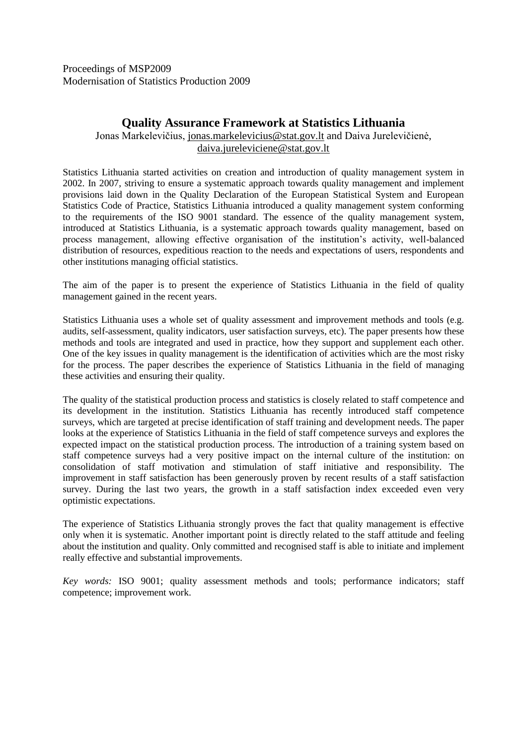Proceedings of MSP2009
Modernisation of Statistics Production 2009

# Quality Assurance Framework at Statistics Lithuania

Jonas Markelevičius, jonas.markelevicius@stat.gov.lt and Daiva Jurelevičienė, daiva.jureleviciene@stat.gov.lt

Statistics Lithuania started activities on creation and introduction of quality management system in 2002. In 2007, striving to ensure a systematic approach towards quality management and implement provisions laid down in the Quality Declaration of the European Statistical System and European Statistics Code of Practice, Statistics Lithuania introduced a quality management system conforming to the requirements of the ISO 9001 standard. The essence of the quality management system, introduced at Statistics Lithuania, is a systematic approach towards quality management, based on process management, allowing effective organisation of the institution's activity, well-balanced distribution of resources, expeditious reaction to the needs and expectations of users, respondents and other institutions managing official statistics.

The aim of the paper is to present the experience of Statistics Lithuania in the field of quality management gained in the recent years.

Statistics Lithuania uses a whole set of quality assessment and improvement methods and tools (e.g. audits, self-assessment, quality indicators, user satisfaction surveys, etc). The paper presents how these methods and tools are integrated and used in practice, how they support and supplement each other. One of the key issues in quality management is the identification of activities which are the most risky for the process. The paper describes the experience of Statistics Lithuania in the field of managing these activities and ensuring their quality.

The quality of the statistical production process and statistics is closely related to staff competence and its development in the institution. Statistics Lithuania has recently introduced staff competence surveys, which are targeted at precise identification of staff training and development needs. The paper looks at the experience of Statistics Lithuania in the field of staff competence surveys and explores the expected impact on the statistical production process. The introduction of a training system based on staff competence surveys had a very positive impact on the internal culture of the institution: on consolidation of staff motivation and stimulation of staff initiative and responsibility. The improvement in staff satisfaction has been generously proven by recent results of a staff satisfaction survey. During the last two years, the growth in a staff satisfaction index exceeded even very optimistic expectations.

The experience of Statistics Lithuania strongly proves the fact that quality management is effective only when it is systematic. Another important point is directly related to the staff attitude and feeling about the institution and quality. Only committed and recognised staff is able to initiate and implement really effective and substantial improvements.

*Key words:* ISO 9001; quality assessment methods and tools; performance indicators; staff competence; improvement work.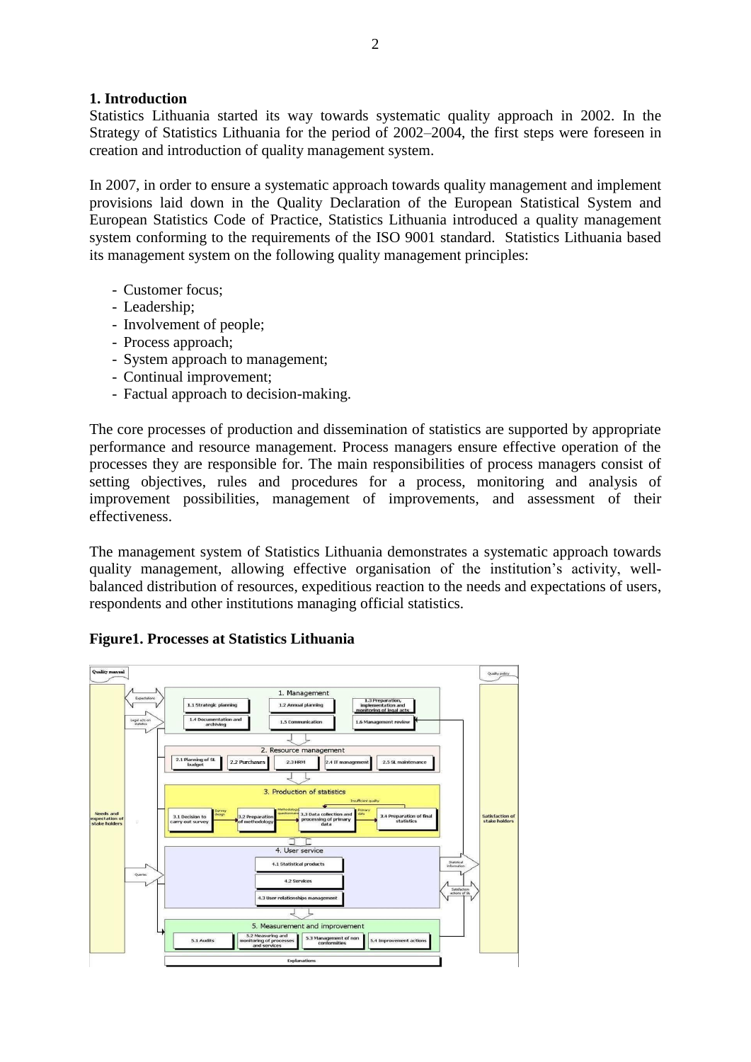## 1. Introduction

Statistics Lithuania started its way towards systematic quality approach in 2002. In the Strategy of Statistics Lithuania for the period of 2002–2004, the first steps were foreseen in creation and introduction of quality management system.

In 2007, in order to ensure a systematic approach towards quality management and implement provisions laid down in the Quality Declaration of the European Statistical System and European Statistics Code of Practice, Statistics Lithuania introduced a quality management system conforming to the requirements of the ISO 9001 standard. Statistics Lithuania based its management system on the following quality management principles:

- Customer focus;
- Leadership;
- Involvement of people;
- Process approach;
- System approach to management;
- Continual improvement;
- Factual approach to decision-making.

The core processes of production and dissemination of statistics are supported by appropriate performance and resource management. Process managers ensure effective operation of the processes they are responsible for. The main responsibilities of process managers consist of setting objectives, rules and procedures for a process, monitoring and analysis of improvement possibilities, management of improvements, and assessment of their effectiveness.

The management system of Statistics Lithuania demonstrates a systematic approach towards quality management, allowing effective organisation of the institution's activity, well-balanced distribution of resources, expeditious reaction to the needs and expectations of users, respondents and other institutions managing official statistics.

**Figure1. Processes at Statistics Lithuania**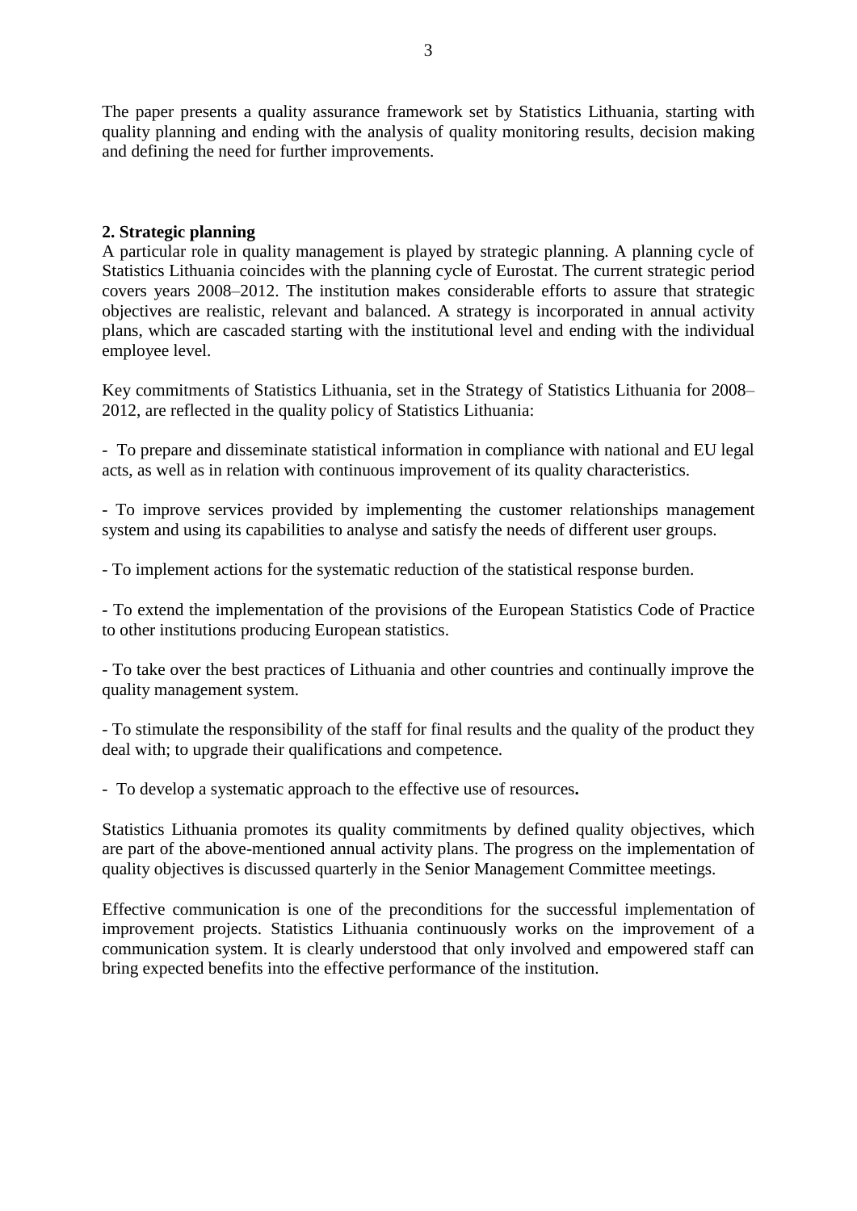The paper presents a quality assurance framework set by Statistics Lithuania, starting with quality planning and ending with the analysis of quality monitoring results, decision making and defining the need for further improvements.

## 2. Strategic planning

A particular role in quality management is played by strategic planning. A planning cycle of Statistics Lithuania coincides with the planning cycle of Eurostat. The current strategic period covers years 2008–2012. The institution makes considerable efforts to assure that strategic objectives are realistic, relevant and balanced. A strategy is incorporated in annual activity plans, which are cascaded starting with the institutional level and ending with the individual employee level.

Key commitments of Statistics Lithuania, set in the Strategy of Statistics Lithuania for 2008–2012, are reflected in the quality policy of Statistics Lithuania:

- To prepare and disseminate statistical information in compliance with national and EU legal acts, as well as in relation with continuous improvement of its quality characteristics.

- To improve services provided by implementing the customer relationships management system and using its capabilities to analyse and satisfy the needs of different user groups.

- To implement actions for the systematic reduction of the statistical response burden.

- To extend the implementation of the provisions of the European Statistics Code of Practice to other institutions producing European statistics.

- To take over the best practices of Lithuania and other countries and continually improve the quality management system.

- To stimulate the responsibility of the staff for final results and the quality of the product they deal with; to upgrade their qualifications and competence.

- To develop a systematic approach to the effective use of resources**.**

Statistics Lithuania promotes its quality commitments by defined quality objectives, which are part of the above-mentioned annual activity plans. The progress on the implementation of quality objectives is discussed quarterly in the Senior Management Committee meetings.

Effective communication is one of the preconditions for the successful implementation of improvement projects. Statistics Lithuania continuously works on the improvement of a communication system. It is clearly understood that only involved and empowered staff can bring expected benefits into the effective performance of the institution.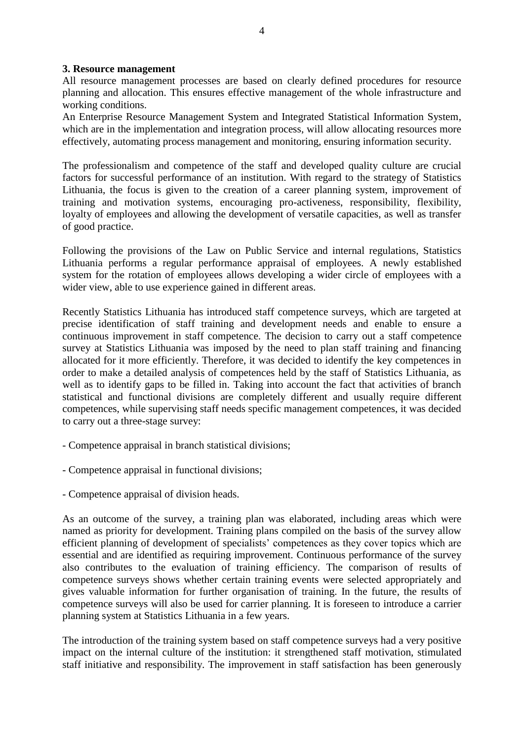**3. Resource management**

All resource management processes are based on clearly defined procedures for resource planning and allocation. This ensures effective management of the whole infrastructure and working conditions.

An Enterprise Resource Management System and Integrated Statistical Information System, which are in the implementation and integration process, will allow allocating resources more effectively, automating process management and monitoring, ensuring information security.

The professionalism and competence of the staff and developed quality culture are crucial factors for successful performance of an institution. With regard to the strategy of Statistics Lithuania, the focus is given to the creation of a career planning system, improvement of training and motivation systems, encouraging pro-activeness, responsibility, flexibility, loyalty of employees and allowing the development of versatile capacities, as well as transfer of good practice.

Following the provisions of the Law on Public Service and internal regulations, Statistics Lithuania performs a regular performance appraisal of employees. A newly established system for the rotation of employees allows developing a wider circle of employees with a wider view, able to use experience gained in different areas.

Recently Statistics Lithuania has introduced staff competence surveys, which are targeted at precise identification of staff training and development needs and enable to ensure a continuous improvement in staff competence. The decision to carry out a staff competence survey at Statistics Lithuania was imposed by the need to plan staff training and financing allocated for it more efficiently. Therefore, it was decided to identify the key competences in order to make a detailed analysis of competences held by the staff of Statistics Lithuania, as well as to identify gaps to be filled in. Taking into account the fact that activities of branch statistical and functional divisions are completely different and usually require different competences, while supervising staff needs specific management competences, it was decided to carry out a three-stage survey:

- Competence appraisal in branch statistical divisions;

- Competence appraisal in functional divisions;

- Competence appraisal of division heads.

As an outcome of the survey, a training plan was elaborated, including areas which were named as priority for development. Training plans compiled on the basis of the survey allow efficient planning of development of specialists' competences as they cover topics which are essential and are identified as requiring improvement. Continuous performance of the survey also contributes to the evaluation of training efficiency. The comparison of results of competence surveys shows whether certain training events were selected appropriately and gives valuable information for further organisation of training. In the future, the results of competence surveys will also be used for carrier planning. It is foreseen to introduce a carrier planning system at Statistics Lithuania in a few years.

The introduction of the training system based on staff competence surveys had a very positive impact on the internal culture of the institution: it strengthened staff motivation, stimulated staff initiative and responsibility. The improvement in staff satisfaction has been generously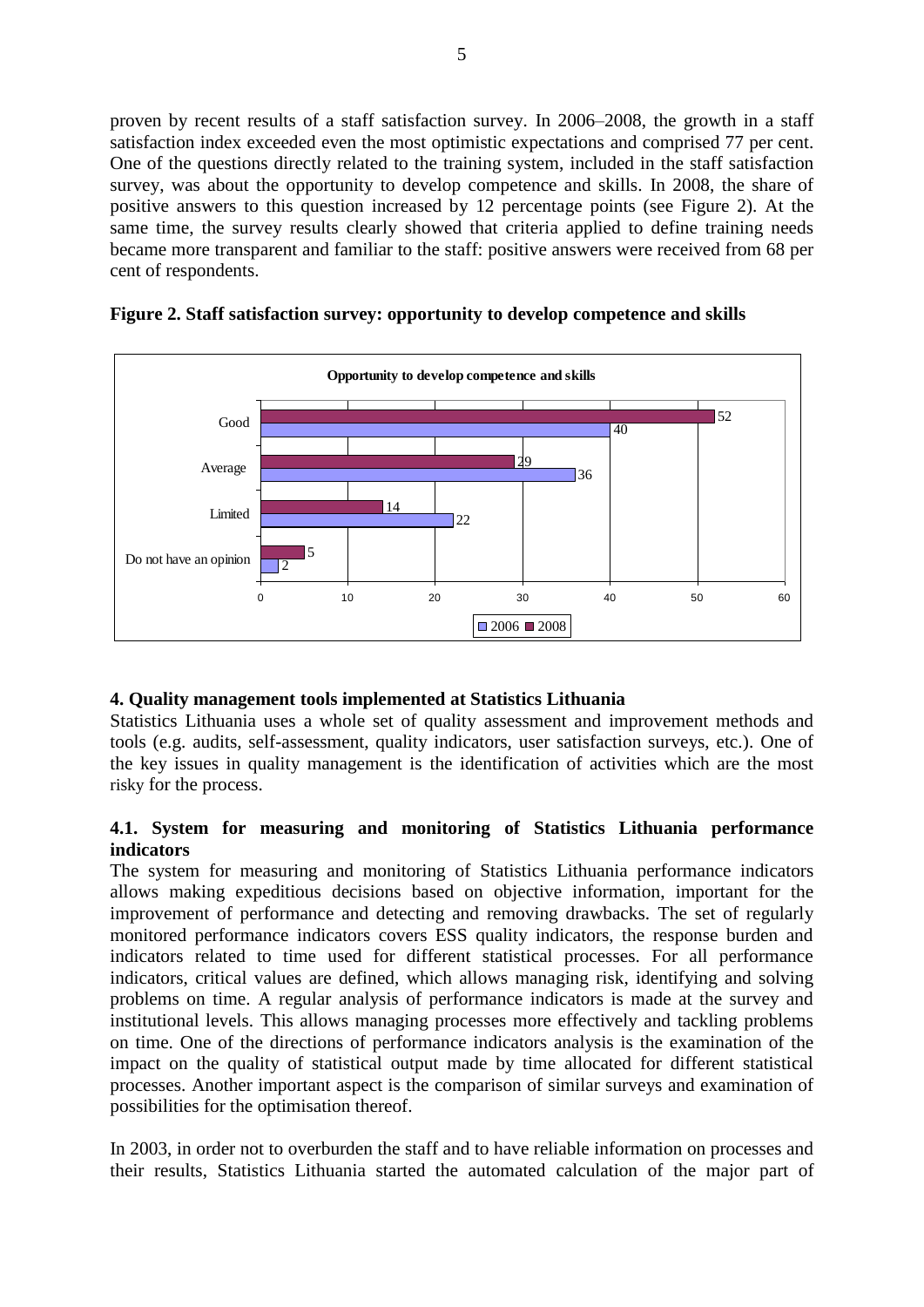proven by recent results of a staff satisfaction survey. In 2006–2008, the growth in a staff satisfaction index exceeded even the most optimistic expectations and comprised 77 per cent. One of the questions directly related to the training system, included in the staff satisfaction survey, was about the opportunity to develop competence and skills. In 2008, the share of positive answers to this question increased by 12 percentage points (see Figure 2). At the same time, the survey results clearly showed that criteria applied to define training needs became more transparent and familiar to the staff: positive answers were received from 68 per cent of respondents.

**Figure 2. Staff satisfaction survey: opportunity to develop competence and skills**

**Opportunity to develop competence and skills**

| | 2006 | 2008 |
|---|---|---|
| Good | 40 | 52 |
| Average | 36 | 29 |
| Limited | 22 | 14 |
| Do not have an opinion | 2 | 5 |

## 4. Quality management tools implemented at Statistics Lithuania

Statistics Lithuania uses a whole set of quality assessment and improvement methods and tools (e.g. audits, self-assessment, quality indicators, user satisfaction surveys, etc.). One of the key issues in quality management is the identification of activities which are the most risky for the process.

### 4.1. System for measuring and monitoring of Statistics Lithuania performance indicators

The system for measuring and monitoring of Statistics Lithuania performance indicators allows making expeditious decisions based on objective information, important for the improvement of performance and detecting and removing drawbacks. The set of regularly monitored performance indicators covers ESS quality indicators, the response burden and indicators related to time used for different statistical processes. For all performance indicators, critical values are defined, which allows managing risk, identifying and solving problems on time. A regular analysis of performance indicators is made at the survey and institutional levels. This allows managing processes more effectively and tackling problems on time. One of the directions of performance indicators analysis is the examination of the impact on the quality of statistical output made by time allocated for different statistical processes. Another important aspect is the comparison of similar surveys and examination of possibilities for the optimisation thereof.

In 2003, in order not to overburden the staff and to have reliable information on processes and their results, Statistics Lithuania started the automated calculation of the major part of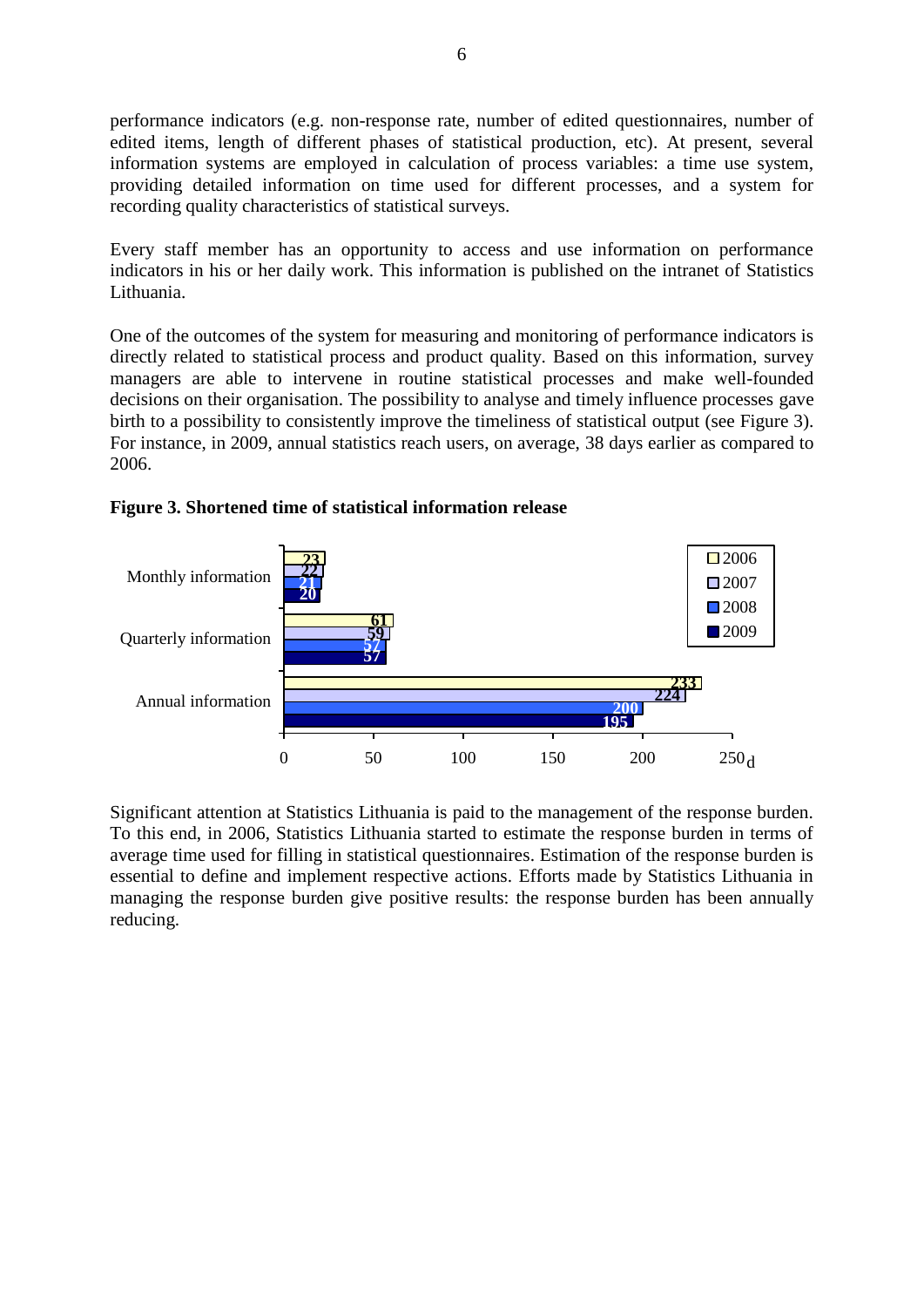performance indicators (e.g. non-response rate, number of edited questionnaires, number of edited items, length of different phases of statistical production, etc). At present, several information systems are employed in calculation of process variables: a time use system, providing detailed information on time used for different processes, and a system for recording quality characteristics of statistical surveys.

Every staff member has an opportunity to access and use information on performance indicators in his or her daily work. This information is published on the intranet of Statistics Lithuania.

One of the outcomes of the system for measuring and monitoring of performance indicators is directly related to statistical process and product quality. Based on this information, survey managers are able to intervene in routine statistical processes and make well-founded decisions on their organisation. The possibility to analyse and timely influence processes gave birth to a possibility to consistently improve the timeliness of statistical output (see Figure 3). For instance, in 2009, annual statistics reach users, on average, 38 days earlier as compared to 2006.

**Figure 3. Shortened time of statistical information release**

| | 2006 | 2007 | 2008 | 2009 |
|---|---|---|---|---|
| Monthly information | 23 | 22 | 21 | 20 |
| Quarterly information | 61 | 59 | 57 | 57 |
| Annual information | 233 | 224 | 200 | 195 |

Significant attention at Statistics Lithuania is paid to the management of the response burden. To this end, in 2006, Statistics Lithuania started to estimate the response burden in terms of average time used for filling in statistical questionnaires. Estimation of the response burden is essential to define and implement respective actions. Efforts made by Statistics Lithuania in managing the response burden give positive results: the response burden has been annually reducing.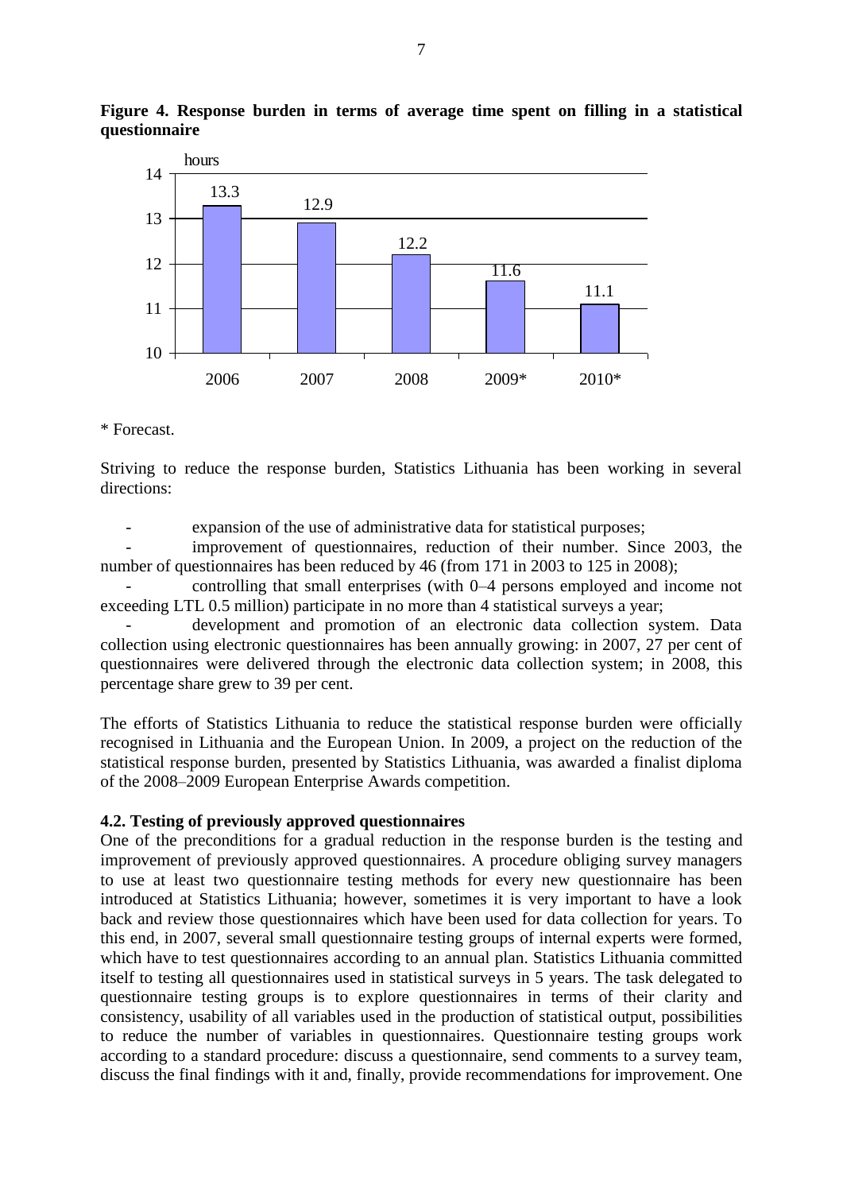**Figure 4. Response burden in terms of average time spent on filling in a statistical questionnaire**

| Year | hours |
|---|---|
| 2006 | 13.3 |
| 2007 | 12.9 |
| 2008 | 12.2 |
| 2009* | 11.6 |
| 2010* | 11.1 |

\* Forecast.

Striving to reduce the response burden, Statistics Lithuania has been working in several directions:

- expansion of the use of administrative data for statistical purposes;
- improvement of questionnaires, reduction of their number. Since 2003, the number of questionnaires has been reduced by 46 (from 171 in 2003 to 125 in 2008);
- controlling that small enterprises (with 0–4 persons employed and income not exceeding LTL 0.5 million) participate in no more than 4 statistical surveys a year;
- development and promotion of an electronic data collection system. Data collection using electronic questionnaires has been annually growing: in 2007, 27 per cent of questionnaires were delivered through the electronic data collection system; in 2008, this percentage share grew to 39 per cent.

The efforts of Statistics Lithuania to reduce the statistical response burden were officially recognised in Lithuania and the European Union. In 2009, a project on the reduction of the statistical response burden, presented by Statistics Lithuania, was awarded a finalist diploma of the 2008–2009 European Enterprise Awards competition.

### 4.2. Testing of previously approved questionnaires

One of the preconditions for a gradual reduction in the response burden is the testing and improvement of previously approved questionnaires. A procedure obliging survey managers to use at least two questionnaire testing methods for every new questionnaire has been introduced at Statistics Lithuania; however, sometimes it is very important to have a look back and review those questionnaires which have been used for data collection for years. To this end, in 2007, several small questionnaire testing groups of internal experts were formed, which have to test questionnaires according to an annual plan. Statistics Lithuania committed itself to testing all questionnaires used in statistical surveys in 5 years. The task delegated to questionnaire testing groups is to explore questionnaires in terms of their clarity and consistency, usability of all variables used in the production of statistical output, possibilities to reduce the number of variables in questionnaires. Questionnaire testing groups work according to a standard procedure: discuss a questionnaire, send comments to a survey team, discuss the final findings with it and, finally, provide recommendations for improvement. One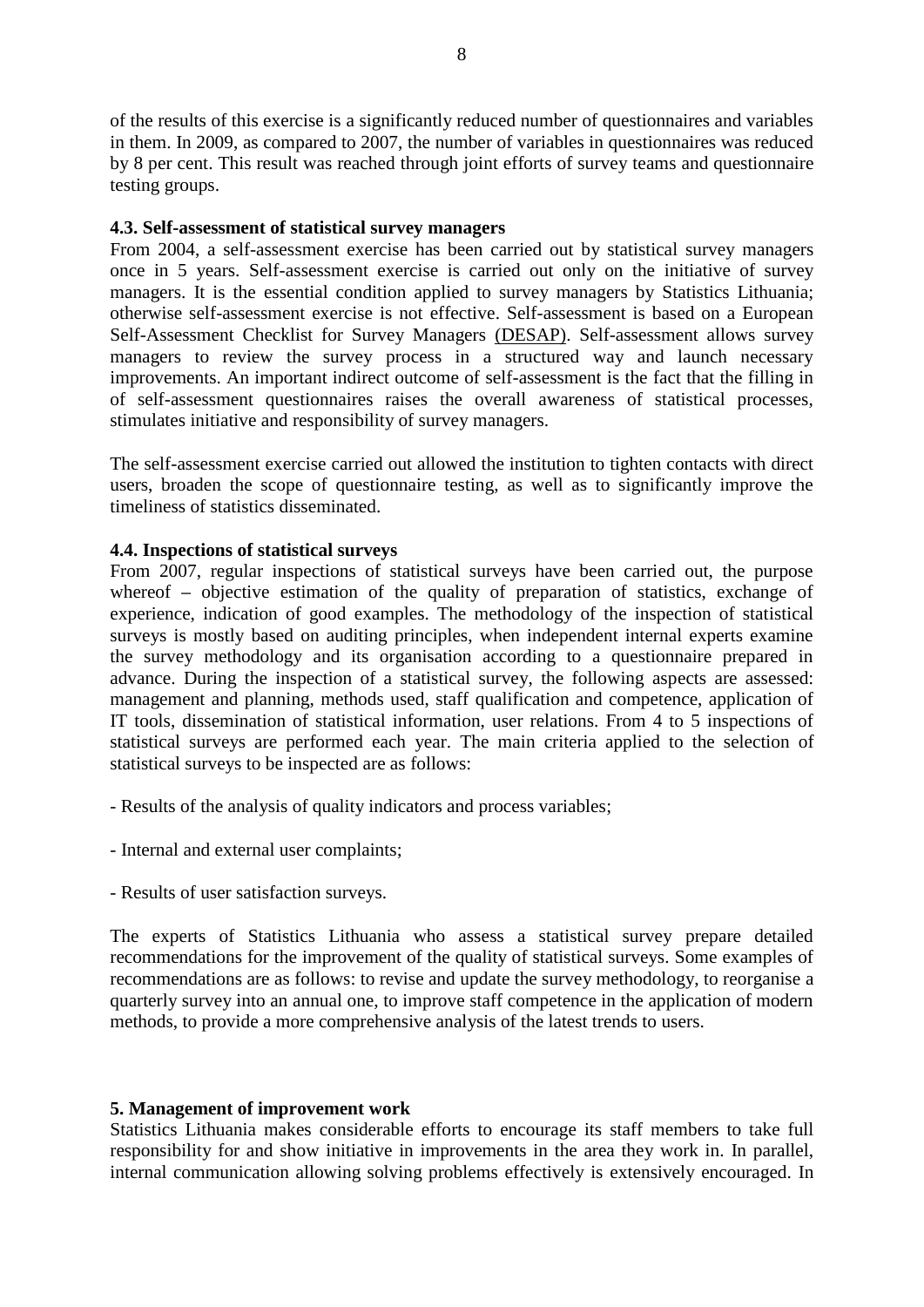of the results of this exercise is a significantly reduced number of questionnaires and variables in them. In 2009, as compared to 2007, the number of variables in questionnaires was reduced by 8 per cent. This result was reached through joint efforts of survey teams and questionnaire testing groups.

### 4.3. Self-assessment of statistical survey managers

From 2004, a self-assessment exercise has been carried out by statistical survey managers once in 5 years. Self-assessment exercise is carried out only on the initiative of survey managers. It is the essential condition applied to survey managers by Statistics Lithuania; otherwise self-assessment exercise is not effective. Self-assessment is based on a European Self-Assessment Checklist for Survey Managers (DESAP). Self-assessment allows survey managers to review the survey process in a structured way and launch necessary improvements. An important indirect outcome of self-assessment is the fact that the filling in of self-assessment questionnaires raises the overall awareness of statistical processes, stimulates initiative and responsibility of survey managers.

The self-assessment exercise carried out allowed the institution to tighten contacts with direct users, broaden the scope of questionnaire testing, as well as to significantly improve the timeliness of statistics disseminated.

### 4.4. Inspections of statistical surveys

From 2007, regular inspections of statistical surveys have been carried out, the purpose whereof – objective estimation of the quality of preparation of statistics, exchange of experience, indication of good examples. The methodology of the inspection of statistical surveys is mostly based on auditing principles, when independent internal experts examine the survey methodology and its organisation according to a questionnaire prepared in advance. During the inspection of a statistical survey, the following aspects are assessed: management and planning, methods used, staff qualification and competence, application of IT tools, dissemination of statistical information, user relations. From 4 to 5 inspections of statistical surveys are performed each year. The main criteria applied to the selection of statistical surveys to be inspected are as follows:

- Results of the analysis of quality indicators and process variables;
- Internal and external user complaints;
- Results of user satisfaction surveys.

The experts of Statistics Lithuania who assess a statistical survey prepare detailed recommendations for the improvement of the quality of statistical surveys. Some examples of recommendations are as follows: to revise and update the survey methodology, to reorganise a quarterly survey into an annual one, to improve staff competence in the application of modern methods, to provide a more comprehensive analysis of the latest trends to users.

## 5. Management of improvement work

Statistics Lithuania makes considerable efforts to encourage its staff members to take full responsibility for and show initiative in improvements in the area they work in. In parallel, internal communication allowing solving problems effectively is extensively encouraged. In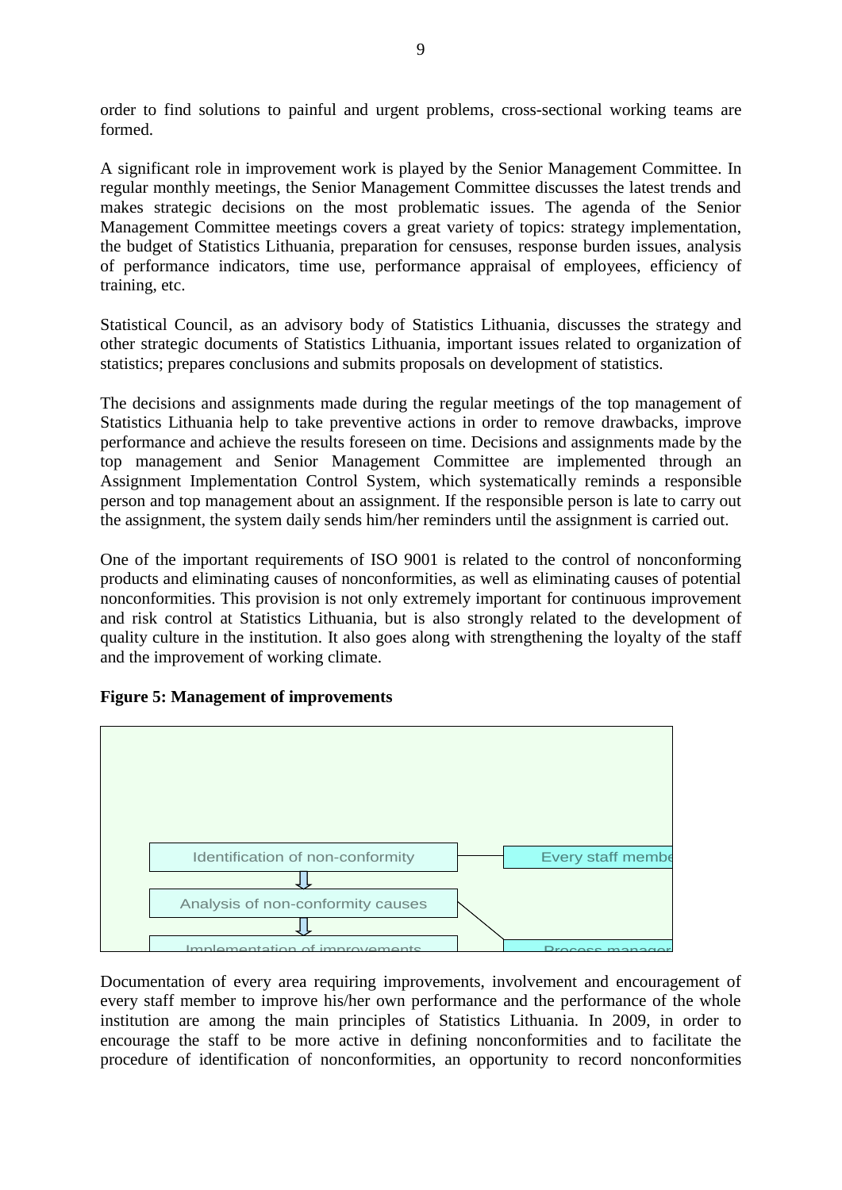order to find solutions to painful and urgent problems, cross-sectional working teams are formed.

A significant role in improvement work is played by the Senior Management Committee. In regular monthly meetings, the Senior Management Committee discusses the latest trends and makes strategic decisions on the most problematic issues. The agenda of the Senior Management Committee meetings covers a great variety of topics: strategy implementation, the budget of Statistics Lithuania, preparation for censuses, response burden issues, analysis of performance indicators, time use, performance appraisal of employees, efficiency of training, etc.

Statistical Council, as an advisory body of Statistics Lithuania, discusses the strategy and other strategic documents of Statistics Lithuania, important issues related to organization of statistics; prepares conclusions and submits proposals on development of statistics.

The decisions and assignments made during the regular meetings of the top management of Statistics Lithuania help to take preventive actions in order to remove drawbacks, improve performance and achieve the results foreseen on time. Decisions and assignments made by the top management and Senior Management Committee are implemented through an Assignment Implementation Control System, which systematically reminds a responsible person and top management about an assignment. If the responsible person is late to carry out the assignment, the system daily sends him/her reminders until the assignment is carried out.

One of the important requirements of ISO 9001 is related to the control of nonconforming products and eliminating causes of nonconformities, as well as eliminating causes of potential nonconformities. This provision is not only extremely important for continuous improvement and risk control at Statistics Lithuania, but is also strongly related to the development of quality culture in the institution. It also goes along with strengthening the loyalty of the staff and the improvement of working climate.

**Figure 5: Management of improvements**

Identification of non-conformity — Every staff membe

Analysis of non-conformity causes

Implementation of improvements — Process manager

Documentation of every area requiring improvements, involvement and encouragement of every staff member to improve his/her own performance and the performance of the whole institution are among the main principles of Statistics Lithuania. In 2009, in order to encourage the staff to be more active in defining nonconformities and to facilitate the procedure of identification of nonconformities, an opportunity to record nonconformities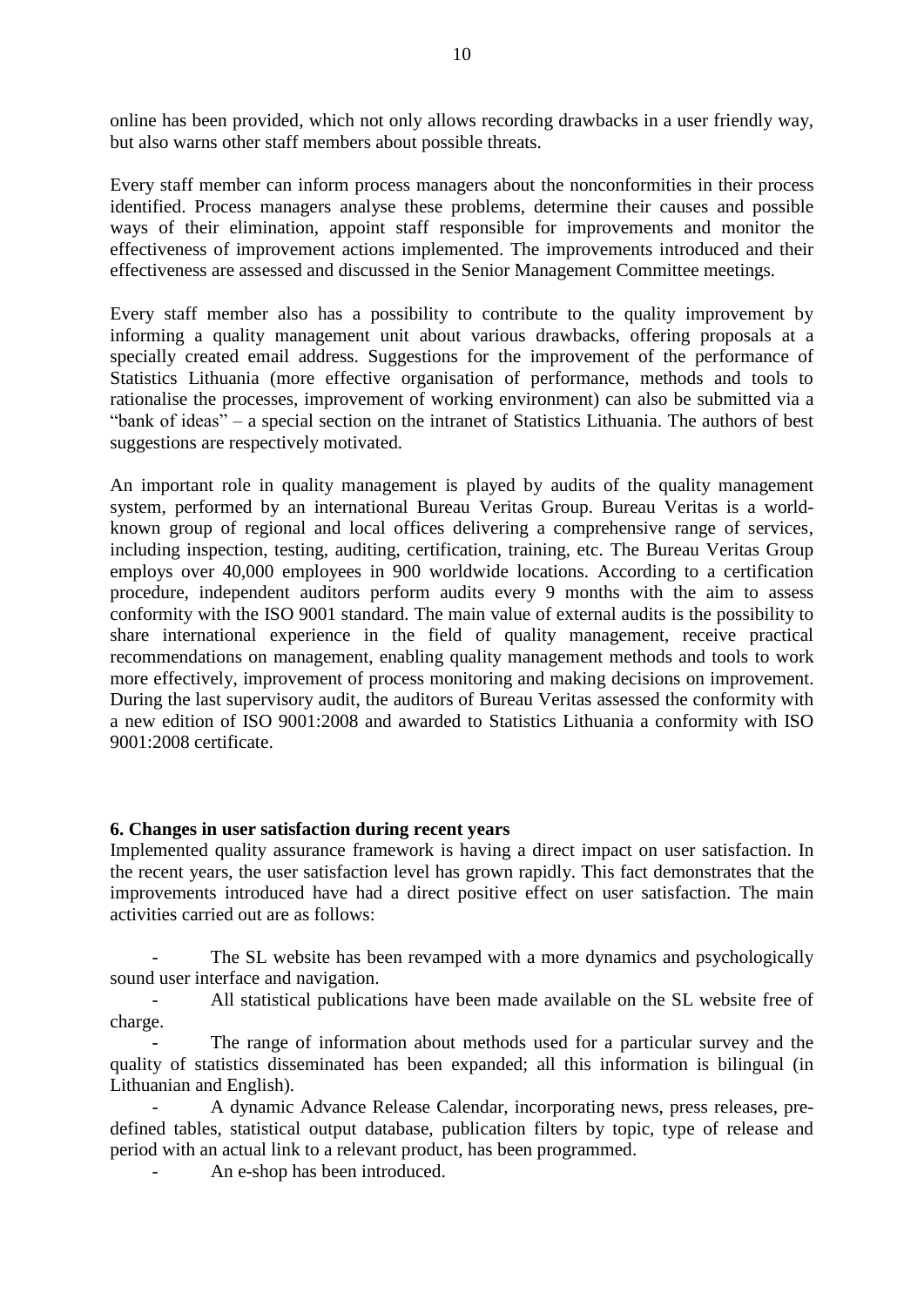online has been provided, which not only allows recording drawbacks in a user friendly way, but also warns other staff members about possible threats.

Every staff member can inform process managers about the nonconformities in their process identified. Process managers analyse these problems, determine their causes and possible ways of their elimination, appoint staff responsible for improvements and monitor the effectiveness of improvement actions implemented. The improvements introduced and their effectiveness are assessed and discussed in the Senior Management Committee meetings.

Every staff member also has a possibility to contribute to the quality improvement by informing a quality management unit about various drawbacks, offering proposals at a specially created email address. Suggestions for the improvement of the performance of Statistics Lithuania (more effective organisation of performance, methods and tools to rationalise the processes, improvement of working environment) can also be submitted via a "bank of ideas" – a special section on the intranet of Statistics Lithuania. The authors of best suggestions are respectively motivated.

An important role in quality management is played by audits of the quality management system, performed by an international Bureau Veritas Group. Bureau Veritas is a world-known group of regional and local offices delivering a comprehensive range of services, including inspection, testing, auditing, certification, training, etc. The Bureau Veritas Group employs over 40,000 employees in 900 worldwide locations. According to a certification procedure, independent auditors perform audits every 9 months with the aim to assess conformity with the ISO 9001 standard. The main value of external audits is the possibility to share international experience in the field of quality management, receive practical recommendations on management, enabling quality management methods and tools to work more effectively, improvement of process monitoring and making decisions on improvement. During the last supervisory audit, the auditors of Bureau Veritas assessed the conformity with a new edition of ISO 9001:2008 and awarded to Statistics Lithuania a conformity with ISO 9001:2008 certificate.

**6. Changes in user satisfaction during recent years**

Implemented quality assurance framework is having a direct impact on user satisfaction. In the recent years, the user satisfaction level has grown rapidly. This fact demonstrates that the improvements introduced have had a direct positive effect on user satisfaction. The main activities carried out are as follows:

- The SL website has been revamped with a more dynamics and psychologically sound user interface and navigation.
- All statistical publications have been made available on the SL website free of charge.
- The range of information about methods used for a particular survey and the quality of statistics disseminated has been expanded; all this information is bilingual (in Lithuanian and English).
- A dynamic Advance Release Calendar, incorporating news, press releases, pre-defined tables, statistical output database, publication filters by topic, type of release and period with an actual link to a relevant product, has been programmed.
- An e-shop has been introduced.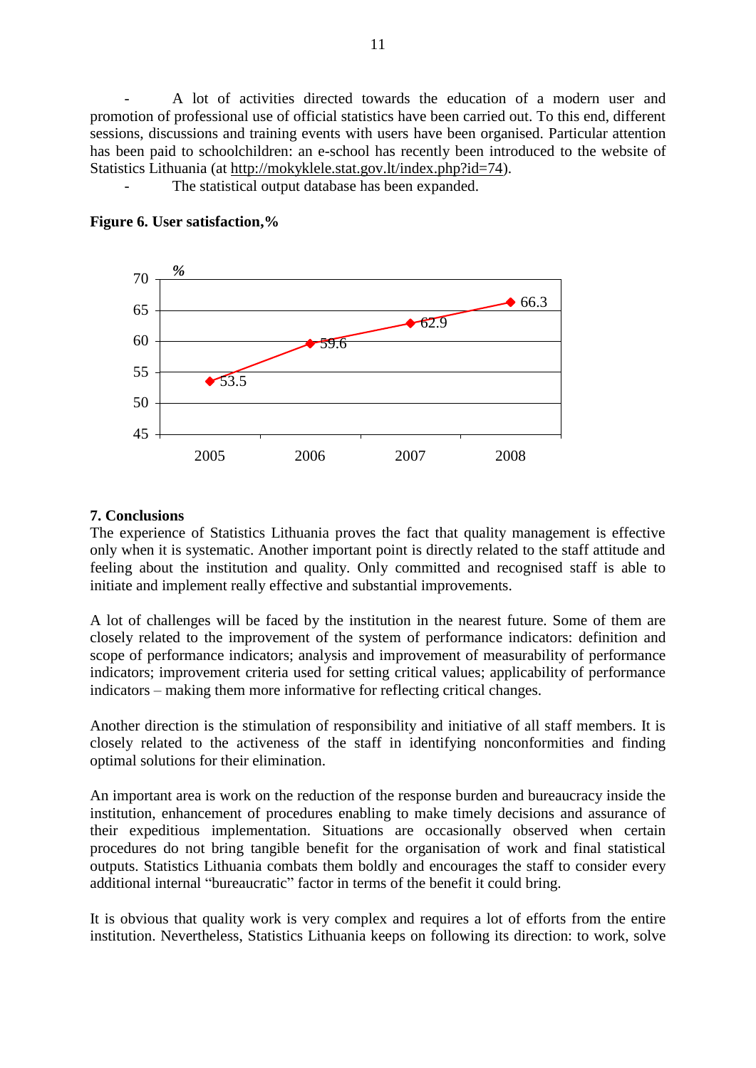- A lot of activities directed towards the education of a modern user and promotion of professional use of official statistics have been carried out. To this end, different sessions, discussions and training events with users have been organised. Particular attention has been paid to schoolchildren: an e-school has recently been introduced to the website of Statistics Lithuania (at http://mokyklele.stat.gov.lt/index.php?id=74).
- The statistical output database has been expanded.

**Figure 6. User satisfaction,%**

| Year | % |
|---|---|
| 2005 | 53.5 |
| 2006 | 59.6 |
| 2007 | 62.9 |
| 2008 | 66.3 |

## 7. Conclusions

The experience of Statistics Lithuania proves the fact that quality management is effective only when it is systematic. Another important point is directly related to the staff attitude and feeling about the institution and quality. Only committed and recognised staff is able to initiate and implement really effective and substantial improvements.

A lot of challenges will be faced by the institution in the nearest future. Some of them are closely related to the improvement of the system of performance indicators: definition and scope of performance indicators; analysis and improvement of measurability of performance indicators; improvement criteria used for setting critical values; applicability of performance indicators – making them more informative for reflecting critical changes.

Another direction is the stimulation of responsibility and initiative of all staff members. It is closely related to the activeness of the staff in identifying nonconformities and finding optimal solutions for their elimination.

An important area is work on the reduction of the response burden and bureaucracy inside the institution, enhancement of procedures enabling to make timely decisions and assurance of their expeditious implementation. Situations are occasionally observed when certain procedures do not bring tangible benefit for the organisation of work and final statistical outputs. Statistics Lithuania combats them boldly and encourages the staff to consider every additional internal "bureaucratic" factor in terms of the benefit it could bring.

It is obvious that quality work is very complex and requires a lot of efforts from the entire institution. Nevertheless, Statistics Lithuania keeps on following its direction: to work, solve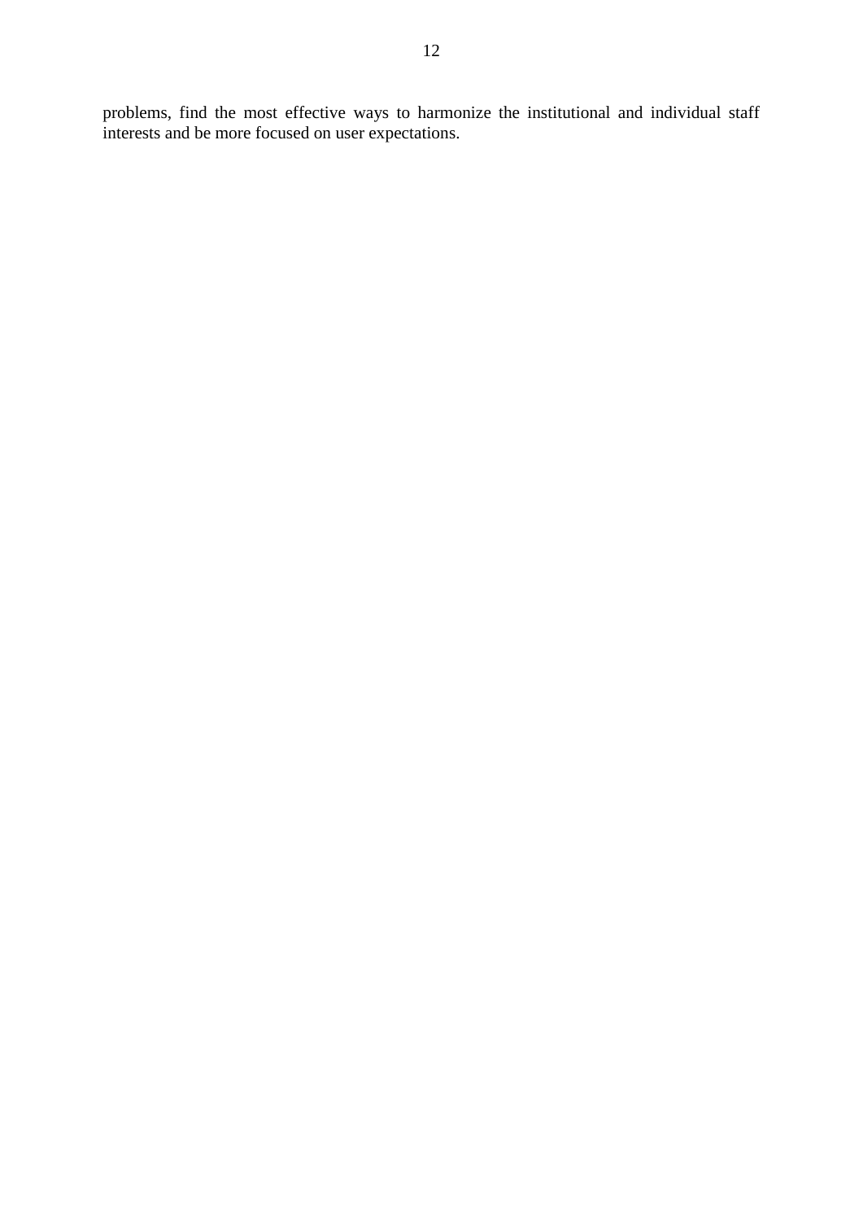problems, find the most effective ways to harmonize the institutional and individual staff interests and be more focused on user expectations.